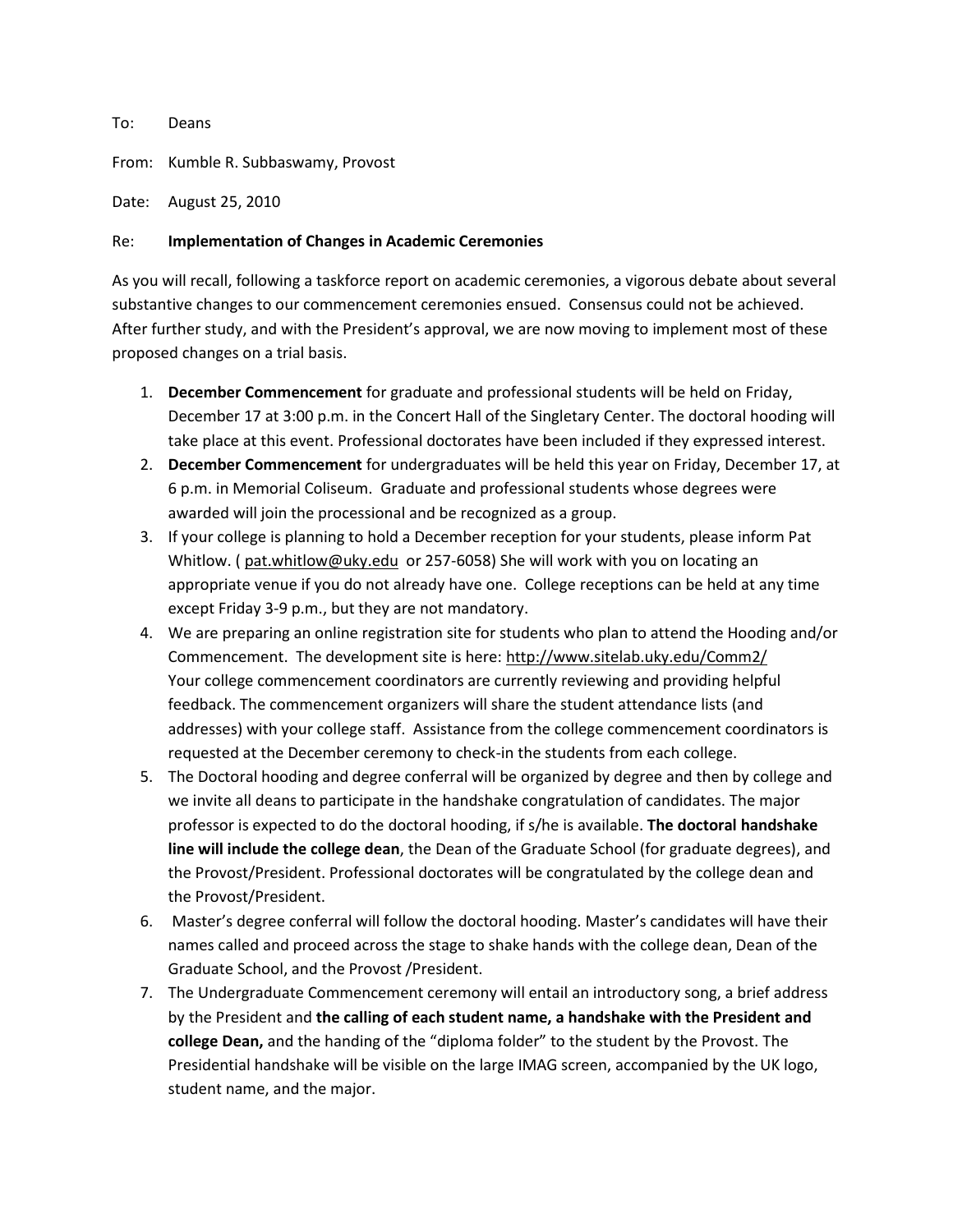To: Deans

From: Kumble R. Subbaswamy, Provost

Date: August 25, 2010

Re: **Implementation of Changes in Academic Ceremonies**

As you will recall, following a taskforce report on academic ceremonies, a vigorous debate about several substantive changes to our commencement ceremonies ensued. Consensus could not be achieved. After further study, and with the President's approval, we are now moving to implement most of these proposed changes on a trial basis.

1. **December Commencement** for graduate and professional students will be held on Friday, December 17 at 3:00 p.m. in the Concert Hall of the Singletary Center. The doctoral hooding will take place at this event. Professional doctorates have been included if they expressed interest.
2. **December Commencement** for undergraduates will be held this year on Friday, December 17, at 6 p.m. in Memorial Coliseum. Graduate and professional students whose degrees were awarded will join the processional and be recognized as a group.
3. If your college is planning to hold a December reception for your students, please inform Pat Whitlow. ( pat.whitlow@uky.edu or 257-6058) She will work with you on locating an appropriate venue if you do not already have one. College receptions can be held at any time except Friday 3-9 p.m., but they are not mandatory.
4. We are preparing an online registration site for students who plan to attend the Hooding and/or Commencement. The development site is here: http://www.sitelab.uky.edu/Comm2/ Your college commencement coordinators are currently reviewing and providing helpful feedback. The commencement organizers will share the student attendance lists (and addresses) with your college staff. Assistance from the college commencement coordinators is requested at the December ceremony to check-in the students from each college.
5. The Doctoral hooding and degree conferral will be organized by degree and then by college and we invite all deans to participate in the handshake congratulation of candidates. The major professor is expected to do the doctoral hooding, if s/he is available. **The doctoral handshake line will include the college dean**, the Dean of the Graduate School (for graduate degrees), and the Provost/President. Professional doctorates will be congratulated by the college dean and the Provost/President.
6. Master's degree conferral will follow the doctoral hooding. Master's candidates will have their names called and proceed across the stage to shake hands with the college dean, Dean of the Graduate School, and the Provost /President.
7. The Undergraduate Commencement ceremony will entail an introductory song, a brief address by the President and **the calling of each student name, a handshake with the President and college Dean,** and the handing of the "diploma folder" to the student by the Provost. The Presidential handshake will be visible on the large IMAG screen, accompanied by the UK logo, student name, and the major.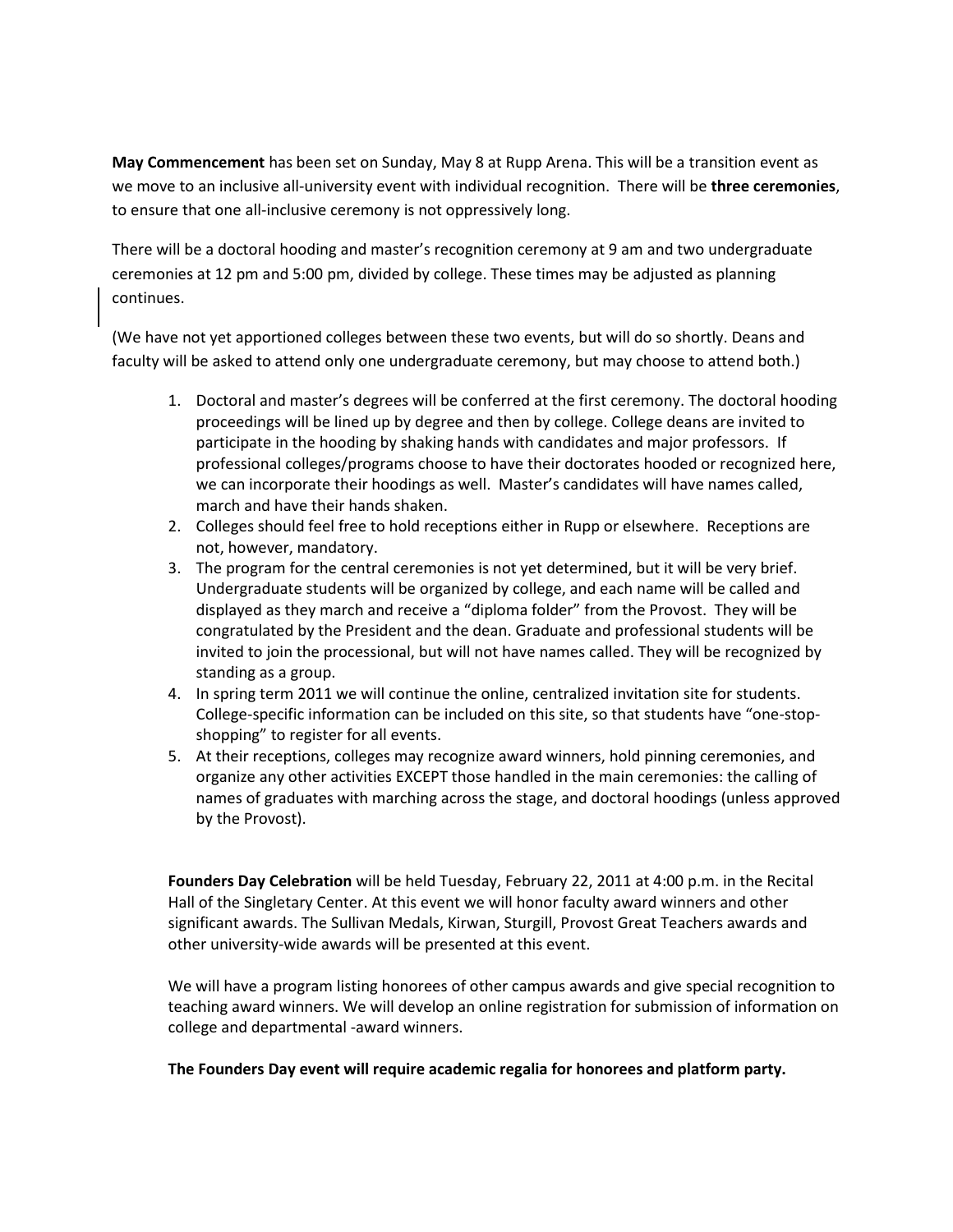**May Commencement** has been set on Sunday, May 8 at Rupp Arena. This will be a transition event as we move to an inclusive all-university event with individual recognition. There will be **three ceremonies**, to ensure that one all-inclusive ceremony is not oppressively long.

There will be a doctoral hooding and master's recognition ceremony at 9 am and two undergraduate ceremonies at 12 pm and 5:00 pm, divided by college. These times may be adjusted as planning continues.

(We have not yet apportioned colleges between these two events, but will do so shortly. Deans and faculty will be asked to attend only one undergraduate ceremony, but may choose to attend both.)

1. Doctoral and master's degrees will be conferred at the first ceremony. The doctoral hooding proceedings will be lined up by degree and then by college. College deans are invited to participate in the hooding by shaking hands with candidates and major professors. If professional colleges/programs choose to have their doctorates hooded or recognized here, we can incorporate their hoodings as well. Master's candidates will have names called, march and have their hands shaken.
2. Colleges should feel free to hold receptions either in Rupp or elsewhere. Receptions are not, however, mandatory.
3. The program for the central ceremonies is not yet determined, but it will be very brief. Undergraduate students will be organized by college, and each name will be called and displayed as they march and receive a "diploma folder" from the Provost. They will be congratulated by the President and the dean. Graduate and professional students will be invited to join the processional, but will not have names called. They will be recognized by standing as a group.
4. In spring term 2011 we will continue the online, centralized invitation site for students. College-specific information can be included on this site, so that students have "one-stop-shopping" to register for all events.
5. At their receptions, colleges may recognize award winners, hold pinning ceremonies, and organize any other activities EXCEPT those handled in the main ceremonies: the calling of names of graduates with marching across the stage, and doctoral hoodings (unless approved by the Provost).

**Founders Day Celebration** will be held Tuesday, February 22, 2011 at 4:00 p.m. in the Recital Hall of the Singletary Center. At this event we will honor faculty award winners and other significant awards. The Sullivan Medals, Kirwan, Sturgill, Provost Great Teachers awards and other university-wide awards will be presented at this event.

We will have a program listing honorees of other campus awards and give special recognition to teaching award winners. We will develop an online registration for submission of information on college and departmental -award winners.

**The Founders Day event will require academic regalia for honorees and platform party.**